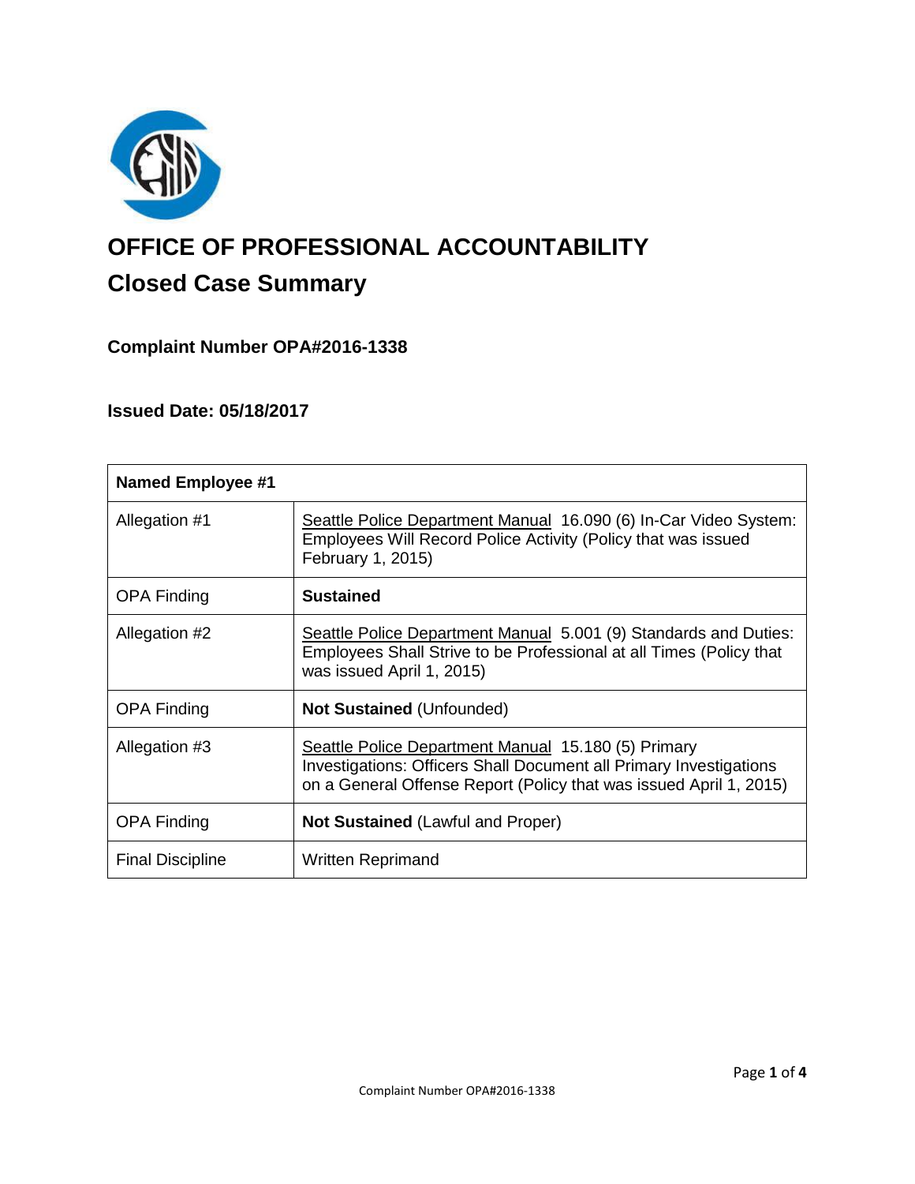# OFFICE OF PROFESSIONAL ACCOUNTABILITY

## Closed Case Summary

### Complaint Number OPA#2016-1338

### Issued Date: 05/18/2017

| **Named Employee #1** | |
|---|---|
| Allegation #1 | Seattle Police Department Manual 16.090 (6) In-Car Video System: Employees Will Record Police Activity (Policy that was issued February 1, 2015) |
| OPA Finding | **Sustained** |
| Allegation #2 | Seattle Police Department Manual 5.001 (9) Standards and Duties: Employees Shall Strive to be Professional at all Times (Policy that was issued April 1, 2015) |
| OPA Finding | **Not Sustained** (Unfounded) |
| Allegation #3 | Seattle Police Department Manual 15.180 (5) Primary Investigations: Officers Shall Document all Primary Investigations on a General Offense Report (Policy that was issued April 1, 2015) |
| OPA Finding | **Not Sustained** (Lawful and Proper) |
| Final Discipline | Written Reprimand |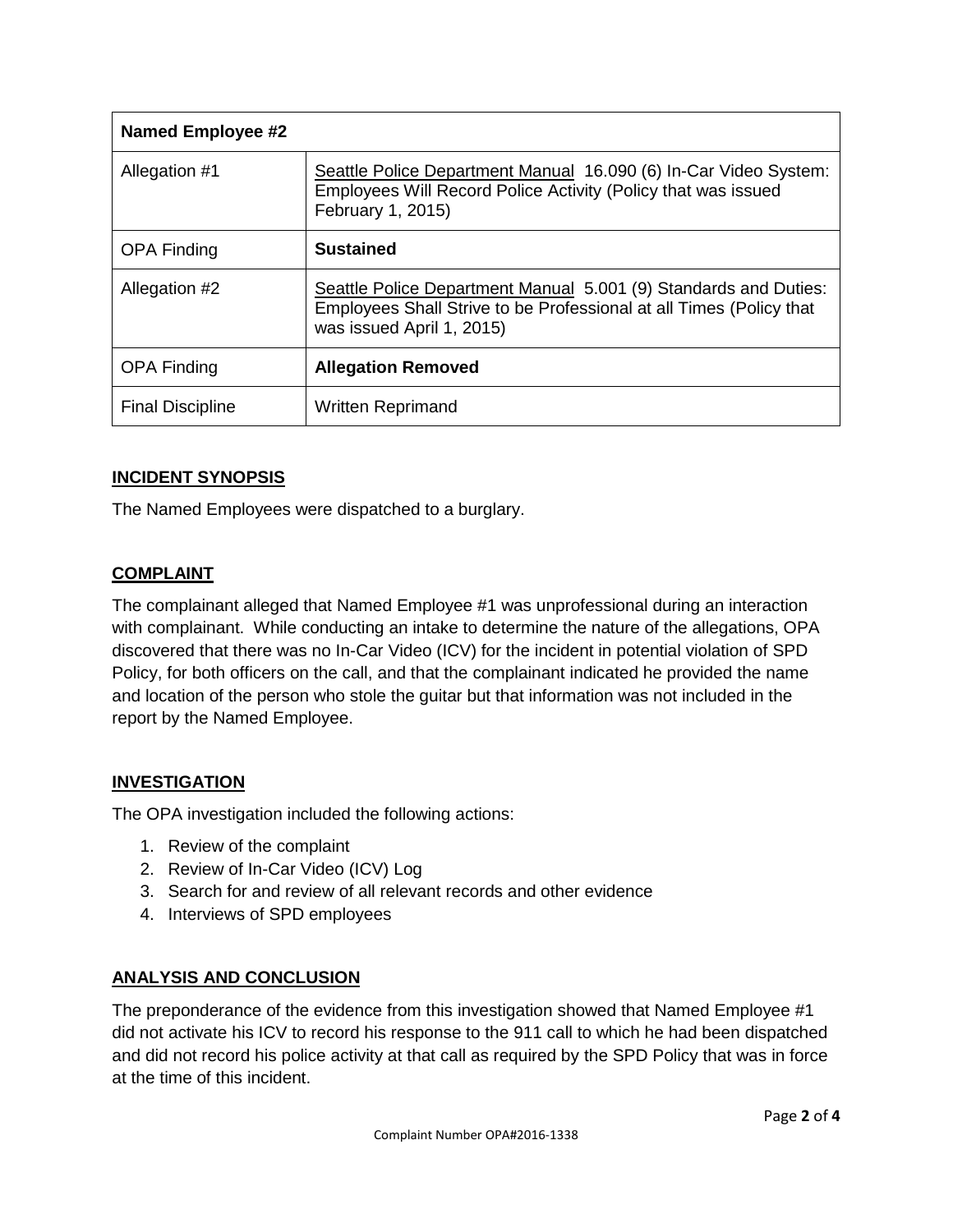| Named Employee #2 | |
|---|---|
| Allegation #1 | Seattle Police Department Manual 16.090 (6) In-Car Video System: Employees Will Record Police Activity (Policy that was issued February 1, 2015) |
| OPA Finding | **Sustained** |
| Allegation #2 | Seattle Police Department Manual 5.001 (9) Standards and Duties: Employees Shall Strive to be Professional at all Times (Policy that was issued April 1, 2015) |
| OPA Finding | **Allegation Removed** |
| Final Discipline | Written Reprimand |

## INCIDENT SYNOPSIS

The Named Employees were dispatched to a burglary.

## COMPLAINT

The complainant alleged that Named Employee #1 was unprofessional during an interaction with complainant. While conducting an intake to determine the nature of the allegations, OPA discovered that there was no In-Car Video (ICV) for the incident in potential violation of SPD Policy, for both officers on the call, and that the complainant indicated he provided the name and location of the person who stole the guitar but that information was not included in the report by the Named Employee.

## INVESTIGATION

The OPA investigation included the following actions:

1. Review of the complaint
2. Review of In-Car Video (ICV) Log
3. Search for and review of all relevant records and other evidence
4. Interviews of SPD employees

## ANALYSIS AND CONCLUSION

The preponderance of the evidence from this investigation showed that Named Employee #1 did not activate his ICV to record his response to the 911 call to which he had been dispatched and did not record his police activity at that call as required by the SPD Policy that was in force at the time of this incident.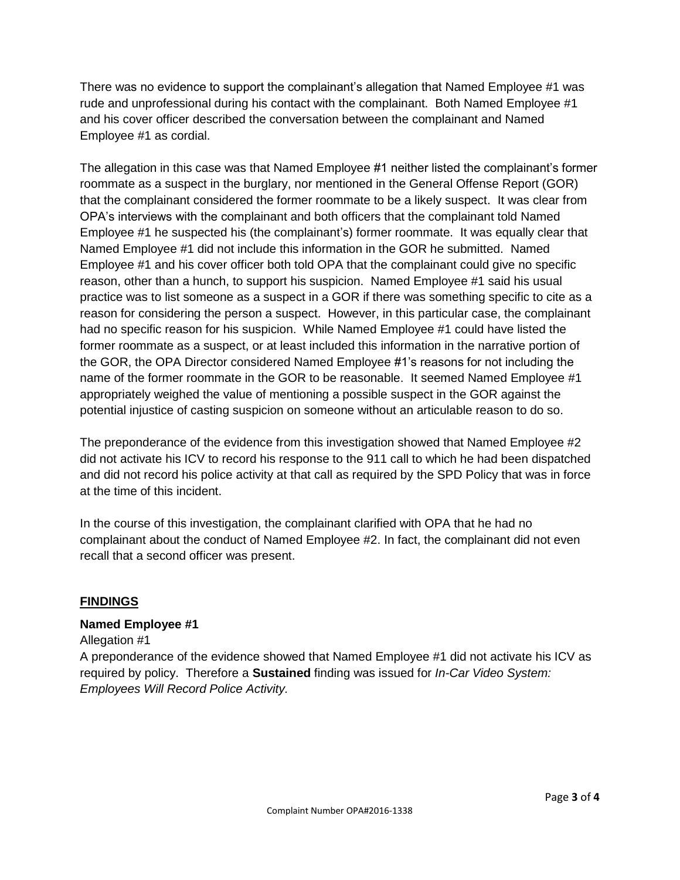There was no evidence to support the complainant's allegation that Named Employee #1 was rude and unprofessional during his contact with the complainant. Both Named Employee #1 and his cover officer described the conversation between the complainant and Named Employee #1 as cordial.

The allegation in this case was that Named Employee #1 neither listed the complainant's former roommate as a suspect in the burglary, nor mentioned in the General Offense Report (GOR) that the complainant considered the former roommate to be a likely suspect. It was clear from OPA's interviews with the complainant and both officers that the complainant told Named Employee #1 he suspected his (the complainant's) former roommate. It was equally clear that Named Employee #1 did not include this information in the GOR he submitted. Named Employee #1 and his cover officer both told OPA that the complainant could give no specific reason, other than a hunch, to support his suspicion. Named Employee #1 said his usual practice was to list someone as a suspect in a GOR if there was something specific to cite as a reason for considering the person a suspect. However, in this particular case, the complainant had no specific reason for his suspicion. While Named Employee #1 could have listed the former roommate as a suspect, or at least included this information in the narrative portion of the GOR, the OPA Director considered Named Employee #1's reasons for not including the name of the former roommate in the GOR to be reasonable. It seemed Named Employee #1 appropriately weighed the value of mentioning a possible suspect in the GOR against the potential injustice of casting suspicion on someone without an articulable reason to do so.

The preponderance of the evidence from this investigation showed that Named Employee #2 did not activate his ICV to record his response to the 911 call to which he had been dispatched and did not record his police activity at that call as required by the SPD Policy that was in force at the time of this incident.

In the course of this investigation, the complainant clarified with OPA that he had no complainant about the conduct of Named Employee #2. In fact, the complainant did not even recall that a second officer was present.

## FINDINGS

**Named Employee #1**

Allegation #1

A preponderance of the evidence showed that Named Employee #1 did not activate his ICV as required by policy. Therefore a **Sustained** finding was issued for *In-Car Video System: Employees Will Record Police Activity.*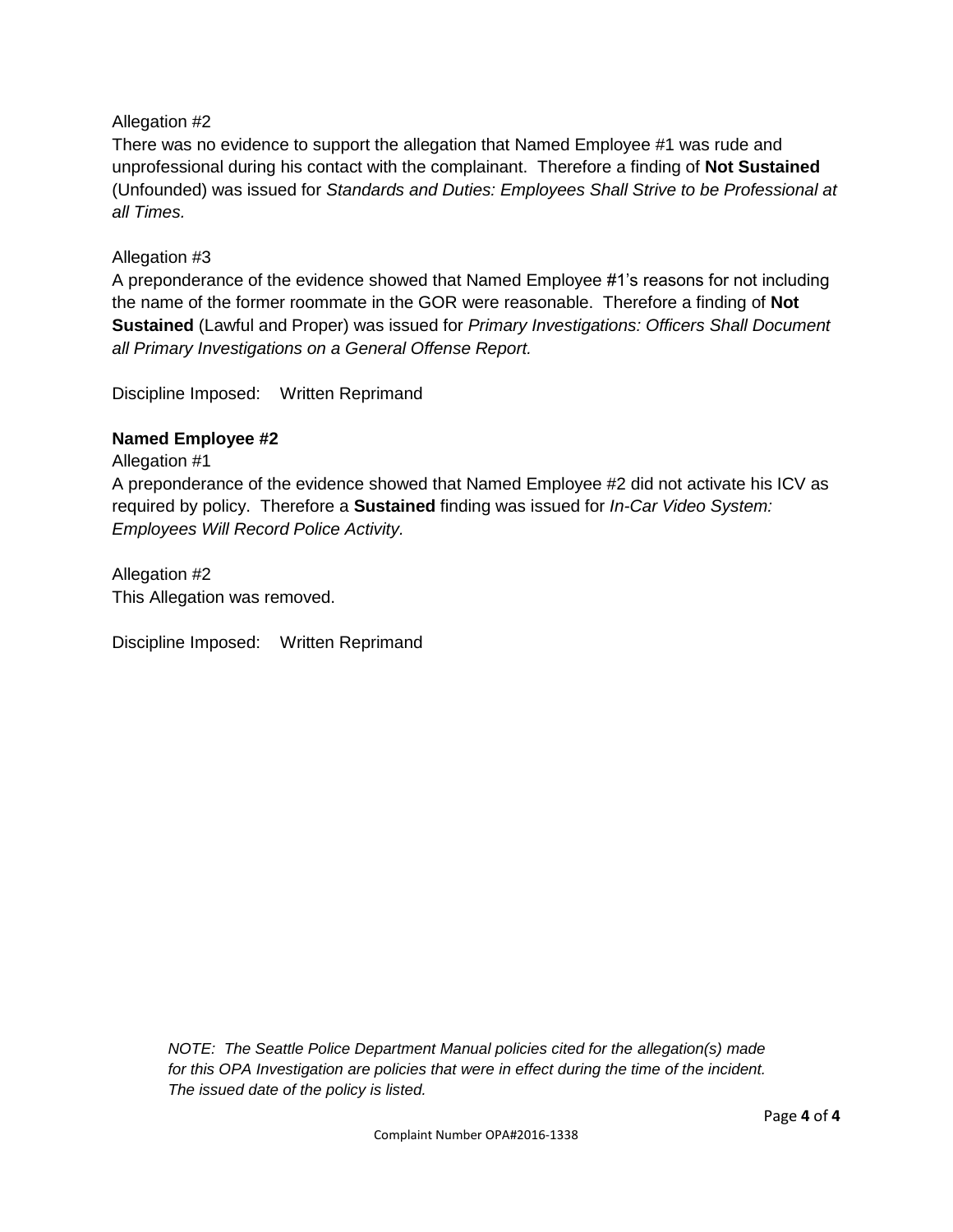Allegation #2

There was no evidence to support the allegation that Named Employee #1 was rude and unprofessional during his contact with the complainant. Therefore a finding of **Not Sustained** (Unfounded) was issued for *Standards and Duties: Employees Shall Strive to be Professional at all Times.*

Allegation #3

A preponderance of the evidence showed that Named Employee #1's reasons for not including the name of the former roommate in the GOR were reasonable. Therefore a finding of **Not Sustained** (Lawful and Proper) was issued for *Primary Investigations: Officers Shall Document all Primary Investigations on a General Offense Report.*

Discipline Imposed: Written Reprimand

**Named Employee #2**

Allegation #1

A preponderance of the evidence showed that Named Employee #2 did not activate his ICV as required by policy. Therefore a **Sustained** finding was issued for *In-Car Video System: Employees Will Record Police Activity.*

Allegation #2

This Allegation was removed.

Discipline Imposed: Written Reprimand

*NOTE: The Seattle Police Department Manual policies cited for the allegation(s) made for this OPA Investigation are policies that were in effect during the time of the incident. The issued date of the policy is listed.*

Complaint Number OPA#2016-1338